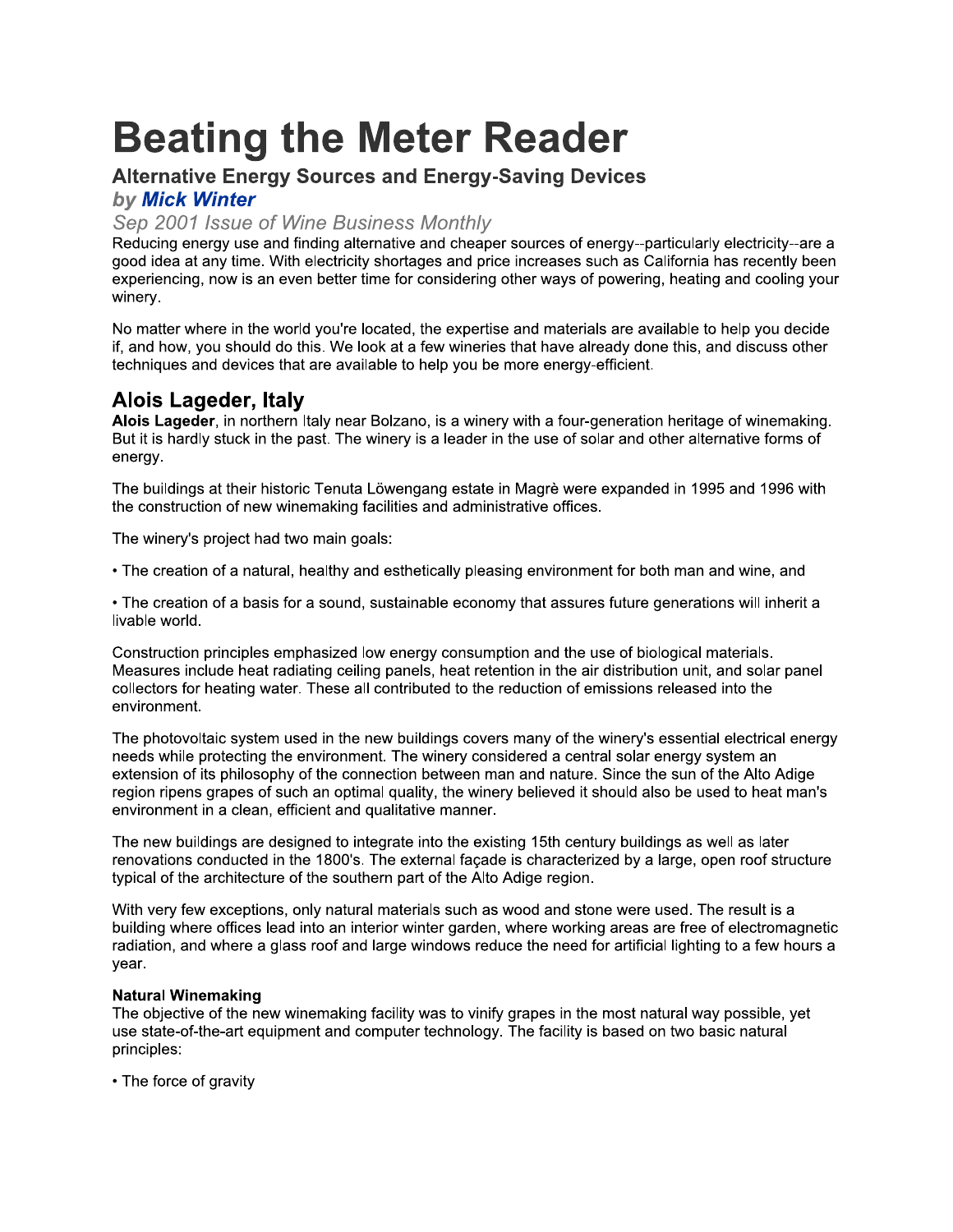# Beating the Meter Reader

### Alternative Energy Sources and Energy-Saving Devices

### *by **Mick Winter***

*Sep 2001 Issue of Wine Business Monthly*

Reducing energy use and finding alternative and cheaper sources of energy--particularly electricity--are a good idea at any time. With electricity shortages and price increases such as California has recently been experiencing, now is an even better time for considering other ways of powering, heating and cooling your winery.

No matter where in the world you're located, the expertise and materials are available to help you decide if, and how, you should do this. We look at a few wineries that have already done this, and discuss other techniques and devices that are available to help you be more energy-efficient.

## Alois Lageder, Italy

**Alois Lageder**, in northern Italy near Bolzano, is a winery with a four-generation heritage of winemaking. But it is hardly stuck in the past. The winery is a leader in the use of solar and other alternative forms of energy.

The buildings at their historic Tenuta Löwengang estate in Magrè were expanded in 1995 and 1996 with the construction of new winemaking facilities and administrative offices.

The winery's project had two main goals:

• The creation of a natural, healthy and esthetically pleasing environment for both man and wine, and

• The creation of a basis for a sound, sustainable economy that assures future generations will inherit a livable world.

Construction principles emphasized low energy consumption and the use of biological materials. Measures include heat radiating ceiling panels, heat retention in the air distribution unit, and solar panel collectors for heating water. These all contributed to the reduction of emissions released into the environment.

The photovoltaic system used in the new buildings covers many of the winery's essential electrical energy needs while protecting the environment. The winery considered a central solar energy system an extension of its philosophy of the connection between man and nature. Since the sun of the Alto Adige region ripens grapes of such an optimal quality, the winery believed it should also be used to heat man's environment in a clean, efficient and qualitative manner.

The new buildings are designed to integrate into the existing 15th century buildings as well as later renovations conducted in the 1800's. The external façade is characterized by a large, open roof structure typical of the architecture of the southern part of the Alto Adige region.

With very few exceptions, only natural materials such as wood and stone were used. The result is a building where offices lead into an interior winter garden, where working areas are free of electromagnetic radiation, and where a glass roof and large windows reduce the need for artificial lighting to a few hours a year.

**Natural Winemaking**

The objective of the new winemaking facility was to vinify grapes in the most natural way possible, yet use state-of-the-art equipment and computer technology. The facility is based on two basic natural principles:

• The force of gravity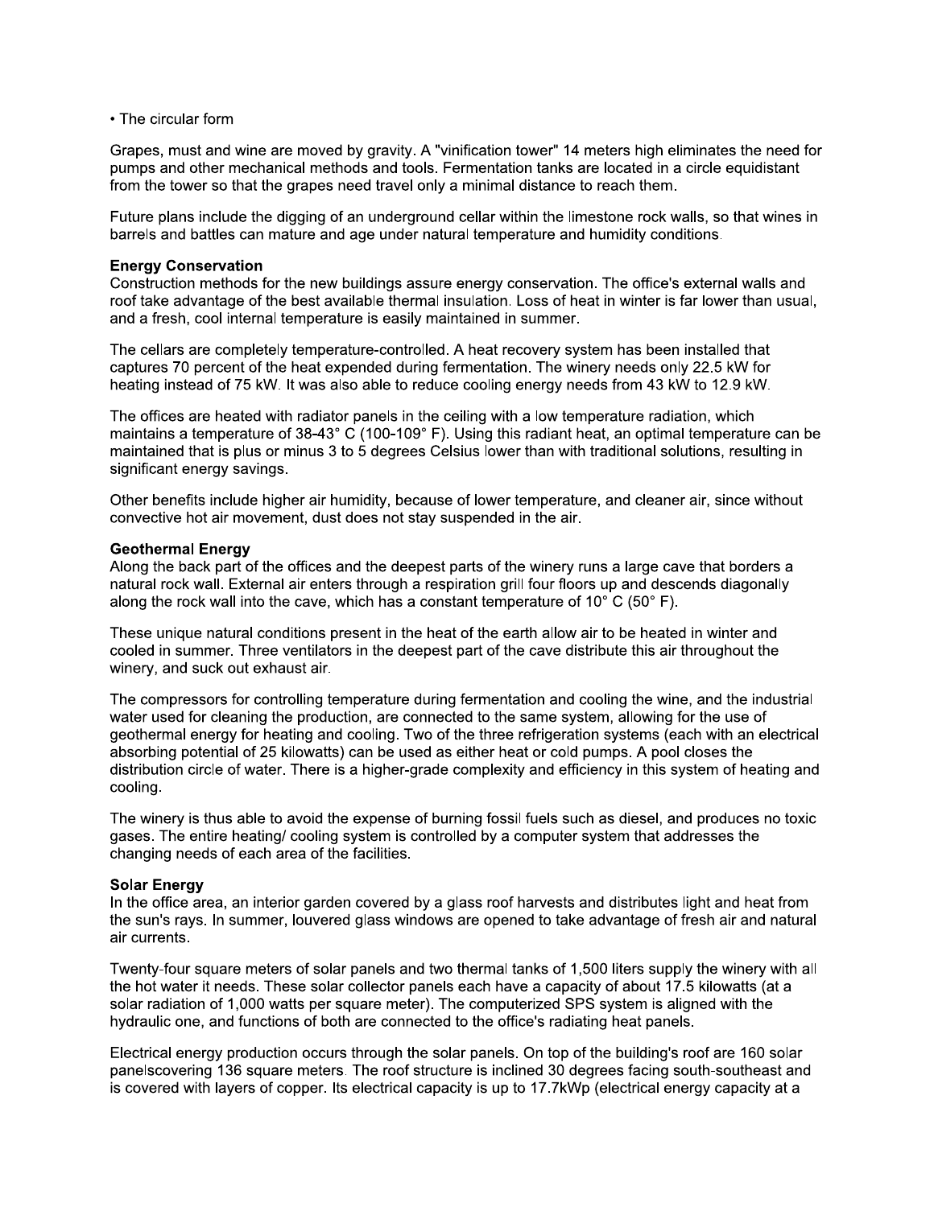• The circular form

Grapes, must and wine are moved by gravity. A "vinification tower" 14 meters high eliminates the need for pumps and other mechanical methods and tools. Fermentation tanks are located in a circle equidistant from the tower so that the grapes need travel only a minimal distance to reach them.

Future plans include the digging of an underground cellar within the limestone rock walls, so that wines in barrels and battles can mature and age under natural temperature and humidity conditions.

**Energy Conservation**
Construction methods for the new buildings assure energy conservation. The office's external walls and roof take advantage of the best available thermal insulation. Loss of heat in winter is far lower than usual, and a fresh, cool internal temperature is easily maintained in summer.

The cellars are completely temperature-controlled. A heat recovery system has been installed that captures 70 percent of the heat expended during fermentation. The winery needs only 22.5 kW for heating instead of 75 kW. It was also able to reduce cooling energy needs from 43 kW to 12.9 kW.

The offices are heated with radiator panels in the ceiling with a low temperature radiation, which maintains a temperature of 38-43° C (100-109° F). Using this radiant heat, an optimal temperature can be maintained that is plus or minus 3 to 5 degrees Celsius lower than with traditional solutions, resulting in significant energy savings.

Other benefits include higher air humidity, because of lower temperature, and cleaner air, since without convective hot air movement, dust does not stay suspended in the air.

**Geothermal Energy**
Along the back part of the offices and the deepest parts of the winery runs a large cave that borders a natural rock wall. External air enters through a respiration grill four floors up and descends diagonally along the rock wall into the cave, which has a constant temperature of 10° C (50° F).

These unique natural conditions present in the heat of the earth allow air to be heated in winter and cooled in summer. Three ventilators in the deepest part of the cave distribute this air throughout the winery, and suck out exhaust air.

The compressors for controlling temperature during fermentation and cooling the wine, and the industrial water used for cleaning the production, are connected to the same system, allowing for the use of geothermal energy for heating and cooling. Two of the three refrigeration systems (each with an electrical absorbing potential of 25 kilowatts) can be used as either heat or cold pumps. A pool closes the distribution circle of water. There is a higher-grade complexity and efficiency in this system of heating and cooling.

The winery is thus able to avoid the expense of burning fossil fuels such as diesel, and produces no toxic gases. The entire heating/ cooling system is controlled by a computer system that addresses the changing needs of each area of the facilities.

**Solar Energy**
In the office area, an interior garden covered by a glass roof harvests and distributes light and heat from the sun's rays. In summer, louvered glass windows are opened to take advantage of fresh air and natural air currents.

Twenty-four square meters of solar panels and two thermal tanks of 1,500 liters supply the winery with all the hot water it needs. These solar collector panels each have a capacity of about 17.5 kilowatts (at a solar radiation of 1,000 watts per square meter). The computerized SPS system is aligned with the hydraulic one, and functions of both are connected to the office's radiating heat panels.

Electrical energy production occurs through the solar panels. On top of the building's roof are 160 solar panelscovering 136 square meters. The roof structure is inclined 30 degrees facing south-southeast and is covered with layers of copper. Its electrical capacity is up to 17.7kWp (electrical energy capacity at a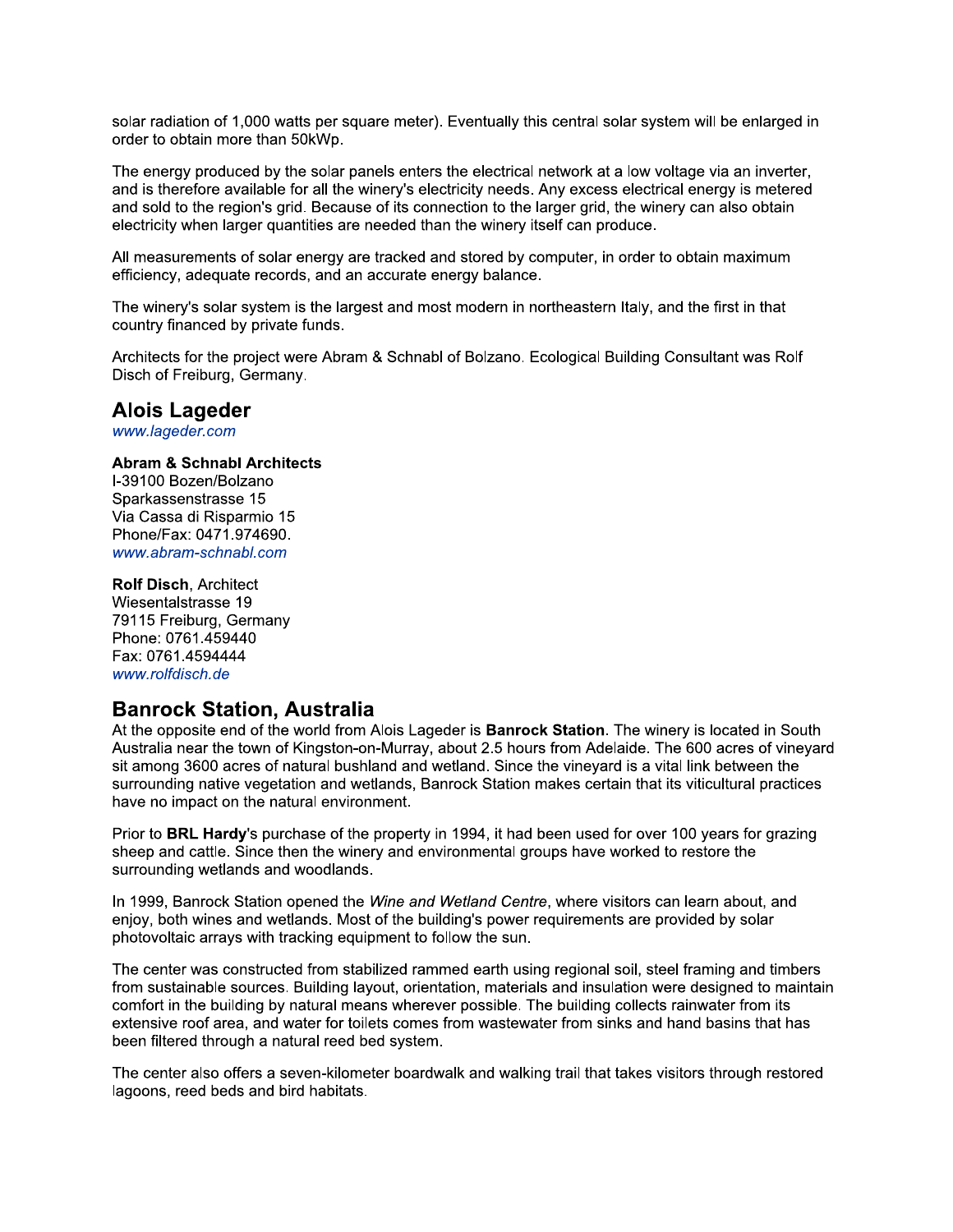solar radiation of 1,000 watts per square meter). Eventually this central solar system will be enlarged in order to obtain more than 50kWp.

The energy produced by the solar panels enters the electrical network at a low voltage via an inverter, and is therefore available for all the winery's electricity needs. Any excess electrical energy is metered and sold to the region's grid. Because of its connection to the larger grid, the winery can also obtain electricity when larger quantities are needed than the winery itself can produce.

All measurements of solar energy are tracked and stored by computer, in order to obtain maximum efficiency, adequate records, and an accurate energy balance.

The winery's solar system is the largest and most modern in northeastern Italy, and the first in that country financed by private funds.

Architects for the project were Abram & Schnabl of Bolzano. Ecological Building Consultant was Rolf Disch of Freiburg, Germany.

## Alois Lageder

*www.lageder.com*

**Abram & Schnabl Architects**
I-39100 Bozen/Bolzano
Sparkassenstrasse 15
Via Cassa di Risparmio 15
Phone/Fax: 0471.974690.
*www.abram-schnabl.com*

**Rolf Disch**, Architect
Wiesentalstrasse 19
79115 Freiburg, Germany
Phone: 0761.459440
Fax: 0761.4594444
*www.rolfdisch.de*

## Banrock Station, Australia

At the opposite end of the world from Alois Lageder is **Banrock Station**. The winery is located in South Australia near the town of Kingston-on-Murray, about 2.5 hours from Adelaide. The 600 acres of vineyard sit among 3600 acres of natural bushland and wetland. Since the vineyard is a vital link between the surrounding native vegetation and wetlands, Banrock Station makes certain that its viticultural practices have no impact on the natural environment.

Prior to **BRL Hardy**'s purchase of the property in 1994, it had been used for over 100 years for grazing sheep and cattle. Since then the winery and environmental groups have worked to restore the surrounding wetlands and woodlands.

In 1999, Banrock Station opened the *Wine and Wetland Centre*, where visitors can learn about, and enjoy, both wines and wetlands. Most of the building's power requirements are provided by solar photovoltaic arrays with tracking equipment to follow the sun.

The center was constructed from stabilized rammed earth using regional soil, steel framing and timbers from sustainable sources. Building layout, orientation, materials and insulation were designed to maintain comfort in the building by natural means wherever possible. The building collects rainwater from its extensive roof area, and water for toilets comes from wastewater from sinks and hand basins that has been filtered through a natural reed bed system.

The center also offers a seven-kilometer boardwalk and walking trail that takes visitors through restored lagoons, reed beds and bird habitats.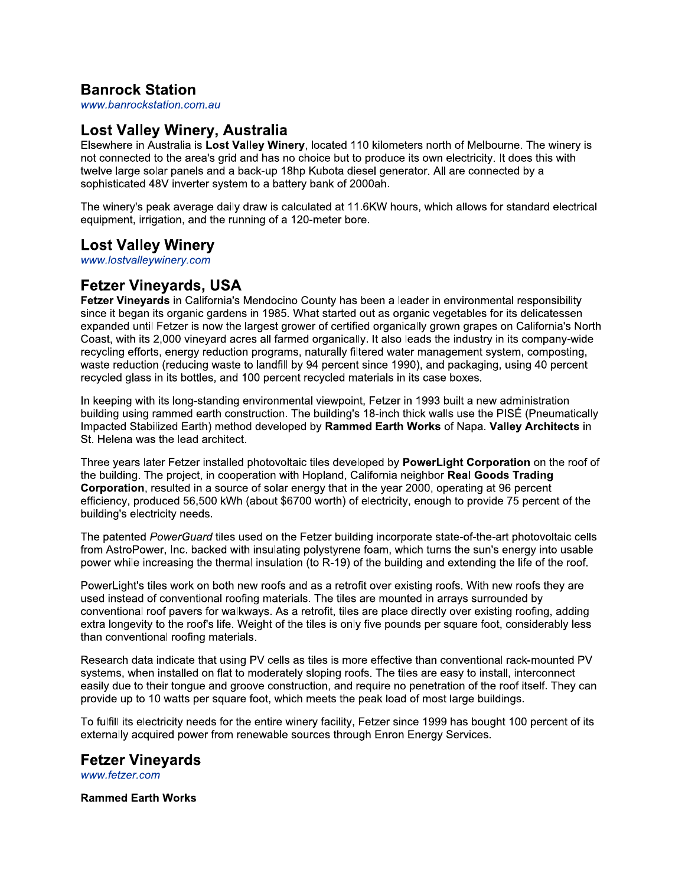## Banrock Station

www.banrockstation.com.au

## Lost Valley Winery, Australia

Elsewhere in Australia is **Lost Valley Winery**, located 110 kilometers north of Melbourne. The winery is not connected to the area's grid and has no choice but to produce its own electricity. It does this with twelve large solar panels and a back-up 18hp Kubota diesel generator. All are connected by a sophisticated 48V inverter system to a battery bank of 2000ah.

The winery's peak average daily draw is calculated at 11.6KW hours, which allows for standard electrical equipment, irrigation, and the running of a 120-meter bore.

## Lost Valley Winery

www.lostvalleywinery.com

## Fetzer Vineyards, USA

**Fetzer Vineyards** in California's Mendocino County has been a leader in environmental responsibility since it began its organic gardens in 1985. What started out as organic vegetables for its delicatessen expanded until Fetzer is now the largest grower of certified organically grown grapes on California's North Coast, with its 2,000 vineyard acres all farmed organically. It also leads the industry in its company-wide recycling efforts, energy reduction programs, naturally filtered water management system, composting, waste reduction (reducing waste to landfill by 94 percent since 1990), and packaging, using 40 percent recycled glass in its bottles, and 100 percent recycled materials in its case boxes.

In keeping with its long-standing environmental viewpoint, Fetzer in 1993 built a new administration building using rammed earth construction. The building's 18-inch thick walls use the PISÉ (Pneumatically Impacted Stabilized Earth) method developed by **Rammed Earth Works** of Napa. **Valley Architects** in St. Helena was the lead architect.

Three years later Fetzer installed photovoltaic tiles developed by **PowerLight Corporation** on the roof of the building. The project, in cooperation with Hopland, California neighbor **Real Goods Trading Corporation**, resulted in a source of solar energy that in the year 2000, operating at 96 percent efficiency, produced 56,500 kWh (about $6700 worth) of electricity, enough to provide 75 percent of the building's electricity needs.

The patented *PowerGuard* tiles used on the Fetzer building incorporate state-of-the-art photovoltaic cells from AstroPower, Inc. backed with insulating polystyrene foam, which turns the sun's energy into usable power while increasing the thermal insulation (to R-19) of the building and extending the life of the roof.

PowerLight's tiles work on both new roofs and as a retrofit over existing roofs. With new roofs they are used instead of conventional roofing materials. The tiles are mounted in arrays surrounded by conventional roof pavers for walkways. As a retrofit, tiles are place directly over existing roofing, adding extra longevity to the roof's life. Weight of the tiles is only five pounds per square foot, considerably less than conventional roofing materials.

Research data indicate that using PV cells as tiles is more effective than conventional rack-mounted PV systems, when installed on flat to moderately sloping roofs. The tiles are easy to install, interconnect easily due to their tongue and groove construction, and require no penetration of the roof itself. They can provide up to 10 watts per square foot, which meets the peak load of most large buildings.

To fulfill its electricity needs for the entire winery facility, Fetzer since 1999 has bought 100 percent of its externally acquired power from renewable sources through Enron Energy Services.

## Fetzer Vineyards

www.fetzer.com

**Rammed Earth Works**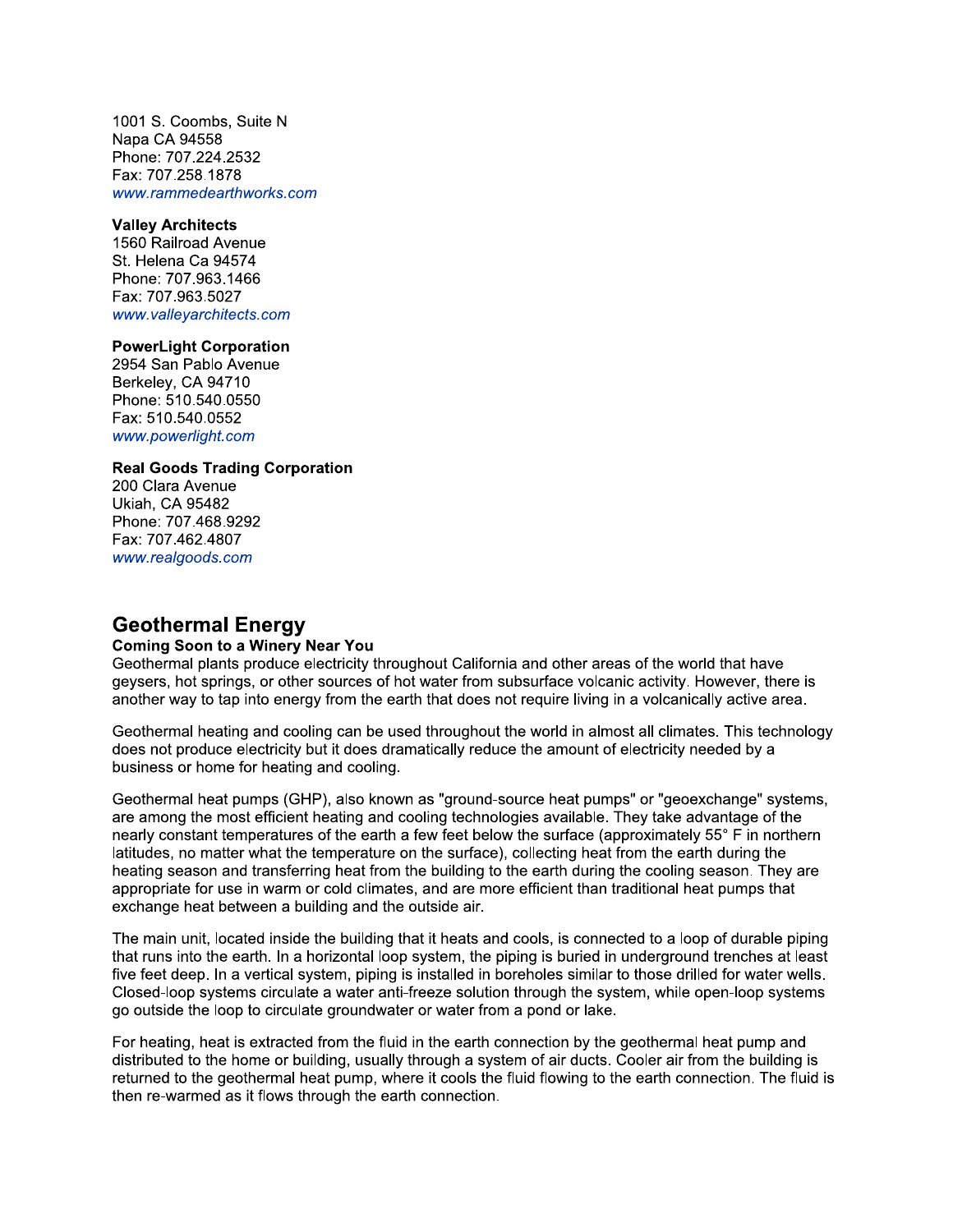1001 S. Coombs, Suite N
Napa CA 94558
Phone: 707.224.2532
Fax: 707.258.1878
*www.rammedearthworks.com*

**Valley Architects**
1560 Railroad Avenue
St. Helena Ca 94574
Phone: 707.963.1466
Fax: 707.963.5027
*www.valleyarchitects.com*

**PowerLight Corporation**
2954 San Pablo Avenue
Berkeley, CA 94710
Phone: 510.540.0550
Fax: 510.540.0552
*www.powerlight.com*

**Real Goods Trading Corporation**
200 Clara Avenue
Ukiah, CA 95482
Phone: 707.468.9292
Fax: 707.462.4807
*www.realgoods.com*

## Geothermal Energy

### Coming Soon to a Winery Near You

Geothermal plants produce electricity throughout California and other areas of the world that have geysers, hot springs, or other sources of hot water from subsurface volcanic activity. However, there is another way to tap into energy from the earth that does not require living in a volcanically active area.

Geothermal heating and cooling can be used throughout the world in almost all climates. This technology does not produce electricity but it does dramatically reduce the amount of electricity needed by a business or home for heating and cooling.

Geothermal heat pumps (GHP), also known as "ground-source heat pumps" or "geoexchange" systems, are among the most efficient heating and cooling technologies available. They take advantage of the nearly constant temperatures of the earth a few feet below the surface (approximately 55° F in northern latitudes, no matter what the temperature on the surface), collecting heat from the earth during the heating season and transferring heat from the building to the earth during the cooling season. They are appropriate for use in warm or cold climates, and are more efficient than traditional heat pumps that exchange heat between a building and the outside air.

The main unit, located inside the building that it heats and cools, is connected to a loop of durable piping that runs into the earth. In a horizontal loop system, the piping is buried in underground trenches at least five feet deep. In a vertical system, piping is installed in boreholes similar to those drilled for water wells. Closed-loop systems circulate a water anti-freeze solution through the system, while open-loop systems go outside the loop to circulate groundwater or water from a pond or lake.

For heating, heat is extracted from the fluid in the earth connection by the geothermal heat pump and distributed to the home or building, usually through a system of air ducts. Cooler air from the building is returned to the geothermal heat pump, where it cools the fluid flowing to the earth connection. The fluid is then re-warmed as it flows through the earth connection.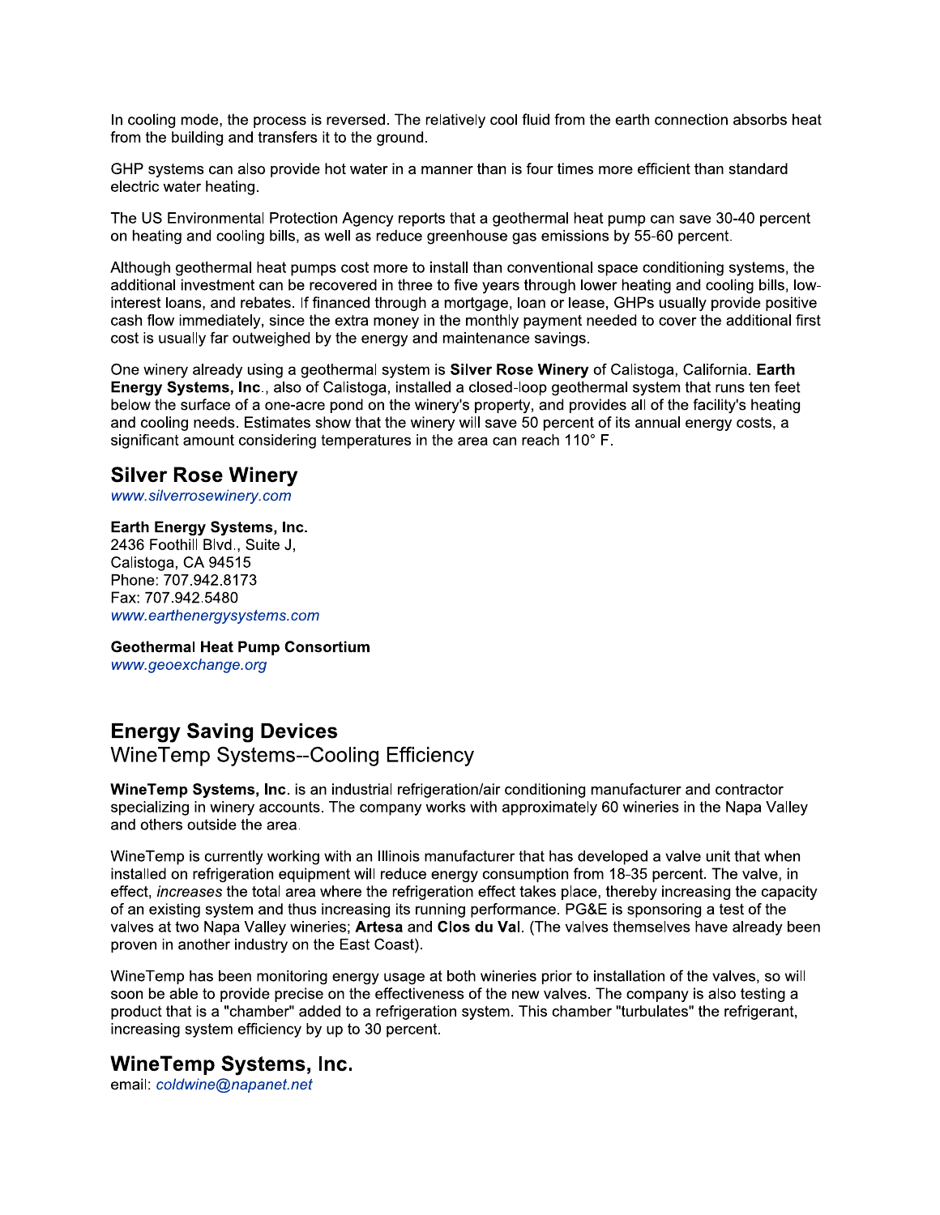In cooling mode, the process is reversed. The relatively cool fluid from the earth connection absorbs heat from the building and transfers it to the ground.

GHP systems can also provide hot water in a manner than is four times more efficient than standard electric water heating.

The US Environmental Protection Agency reports that a geothermal heat pump can save 30-40 percent on heating and cooling bills, as well as reduce greenhouse gas emissions by 55-60 percent.

Although geothermal heat pumps cost more to install than conventional space conditioning systems, the additional investment can be recovered in three to five years through lower heating and cooling bills, low-interest loans, and rebates. If financed through a mortgage, loan or lease, GHPs usually provide positive cash flow immediately, since the extra money in the monthly payment needed to cover the additional first cost is usually far outweighed by the energy and maintenance savings.

One winery already using a geothermal system is **Silver Rose Winery** of Calistoga, California. **Earth Energy Systems, Inc**., also of Calistoga, installed a closed-loop geothermal system that runs ten feet below the surface of a one-acre pond on the winery's property, and provides all of the facility's heating and cooling needs. Estimates show that the winery will save 50 percent of its annual energy costs, a significant amount considering temperatures in the area can reach 110° F.

## Silver Rose Winery

*www.silverrosewinery.com*

**Earth Energy Systems, Inc.**
2436 Foothill Blvd., Suite J,
Calistoga, CA 94515
Phone: 707.942.8173
Fax: 707.942.5480
*www.earthenergysystems.com*

**Geothermal Heat Pump Consortium**
*www.geoexchange.org*

## Energy Saving Devices

### WineTemp Systems--Cooling Efficiency

**WineTemp Systems, Inc**. is an industrial refrigeration/air conditioning manufacturer and contractor specializing in winery accounts. The company works with approximately 60 wineries in the Napa Valley and others outside the area.

WineTemp is currently working with an Illinois manufacturer that has developed a valve unit that when installed on refrigeration equipment will reduce energy consumption from 18-35 percent. The valve, in effect, *increases* the total area where the refrigeration effect takes place, thereby increasing the capacity of an existing system and thus increasing its running performance. PG&E is sponsoring a test of the valves at two Napa Valley wineries; **Artesa** and **Clos du Val**. (The valves themselves have already been proven in another industry on the East Coast).

WineTemp has been monitoring energy usage at both wineries prior to installation of the valves, so will soon be able to provide precise on the effectiveness of the new valves. The company is also testing a product that is a "chamber" added to a refrigeration system. This chamber "turbulates" the refrigerant, increasing system efficiency by up to 30 percent.

## WineTemp Systems, Inc.

email: *coldwine@napanet.net*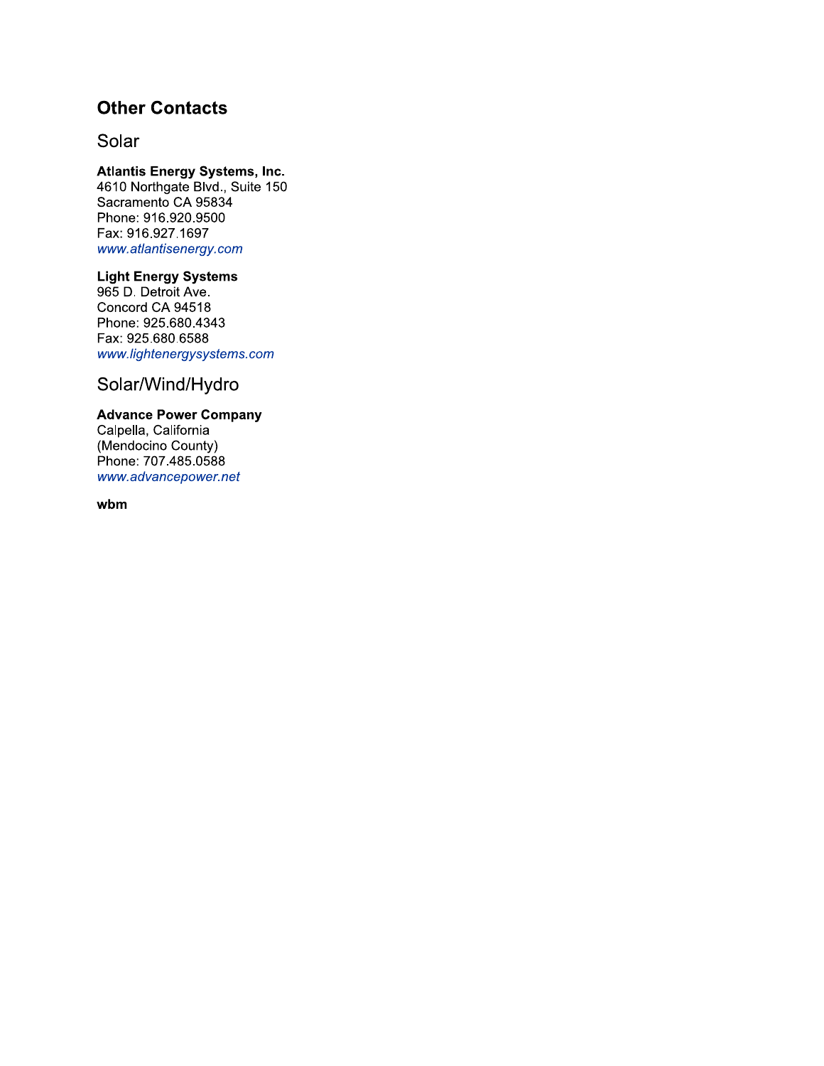## Other Contacts

### Solar

**Atlantis Energy Systems, Inc.**
4610 Northgate Blvd., Suite 150
Sacramento CA 95834
Phone: 916.920.9500
Fax: 916.927.1697
*www.atlantisenergy.com*

**Light Energy Systems**
965 D. Detroit Ave.
Concord CA 94518
Phone: 925.680.4343
Fax: 925.680.6588
*www.lightenergysystems.com*

### Solar/Wind/Hydro

**Advance Power Company**
Calpella, California
(Mendocino County)
Phone: 707.485.0588
*www.advancepower.net*

**wbm**